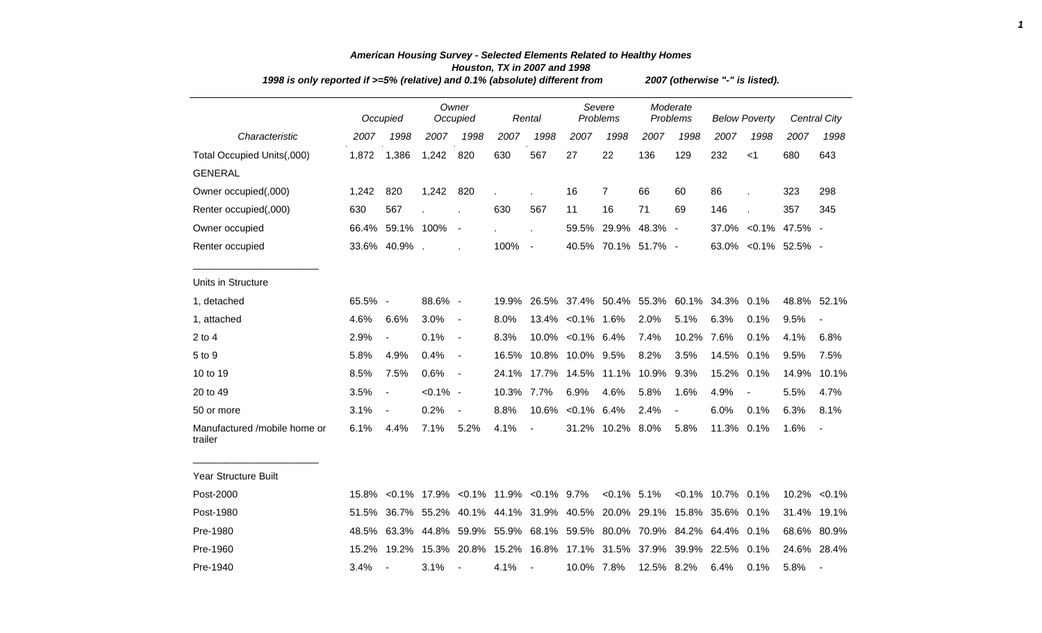# American Housing Survey - Selected Elements Related to Healthy Homes

## Houston, TX in 2007 and 1998

*1998 is only reported if >=5% (relative) and 0.1% (absolute) different from 2007 (otherwise "-" is listed).*

| | Occupied | | Owner Occupied | | Rental | | Severe Problems | | Moderate Problems | | Below Poverty | | Central City | |
|---|---|---|---|---|---|---|---|---|---|---|---|---|---|---|
| *Characteristic* | *2007* | *1998* | *2007* | *1998* | *2007* | *1998* | *2007* | *1998* | *2007* | *1998* | *2007* | *1998* | *2007* | *1998* |
| Total Occupied Units(,000) | 1,872 | 1,386 | 1,242 | 820 | 630 | 567 | 27 | 22 | 136 | 129 | 232 | <1 | 680 | 643 |
| GENERAL | | | | | | | | | | | | | | |
| Owner occupied(,000) | 1,242 | 820 | 1,242 | 820 | . | . | 16 | 7 | 66 | 60 | 86 | . | 323 | 298 |
| Renter occupied(,000) | 630 | 567 | . | . | 630 | 567 | 11 | 16 | 71 | 69 | 146 | . | 357 | 345 |
| Owner occupied | 66.4% | 59.1% | 100% | - | . | . | 59.5% | 29.9% | 48.3% | - | 37.0% | <0.1% | 47.5% | - |
| Renter occupied | 33.6% | 40.9% | . | . | 100% | - | 40.5% | 70.1% | 51.7% | - | 63.0% | <0.1% | 52.5% | - |
| Units in Structure | | | | | | | | | | | | | | |
| 1, detached | 65.5% | - | 88.6% | - | 19.9% | 26.5% | 37.4% | 50.4% | 55.3% | 60.1% | 34.3% | 0.1% | 48.8% | 52.1% |
| 1, attached | 4.6% | 6.6% | 3.0% | - | 8.0% | 13.4% | <0.1% | 1.6% | 2.0% | 5.1% | 6.3% | 0.1% | 9.5% | - |
| 2 to 4 | 2.9% | - | 0.1% | - | 8.3% | 10.0% | <0.1% | 6.4% | 7.4% | 10.2% | 7.6% | 0.1% | 4.1% | 6.8% |
| 5 to 9 | 5.8% | 4.9% | 0.4% | - | 16.5% | 10.8% | 10.0% | 9.5% | 8.2% | 3.5% | 14.5% | 0.1% | 9.5% | 7.5% |
| 10 to 19 | 8.5% | 7.5% | 0.6% | - | 24.1% | 17.7% | 14.5% | 11.1% | 10.9% | 9.3% | 15.2% | 0.1% | 14.9% | 10.1% |
| 20 to 49 | 3.5% | - | <0.1% | - | 10.3% | 7.7% | 6.9% | 4.6% | 5.8% | 1.6% | 4.9% | - | 5.5% | 4.7% |
| 50 or more | 3.1% | - | 0.2% | - | 8.8% | 10.6% | <0.1% | 6.4% | 2.4% | - | 6.0% | 0.1% | 6.3% | 8.1% |
| Manufactured /mobile home or trailer | 6.1% | 4.4% | 7.1% | 5.2% | 4.1% | - | 31.2% | 10.2% | 8.0% | 5.8% | 11.3% | 0.1% | 1.6% | - |
| Year Structure Built | | | | | | | | | | | | | | |
| Post-2000 | 15.8% | <0.1% | 17.9% | <0.1% | 11.9% | <0.1% | 9.7% | <0.1% | 5.1% | <0.1% | 10.7% | 0.1% | 10.2% | <0.1% |
| Post-1980 | 51.5% | 36.7% | 55.2% | 40.1% | 44.1% | 31.9% | 40.5% | 20.0% | 29.1% | 15.8% | 35.6% | 0.1% | 31.4% | 19.1% |
| Pre-1980 | 48.5% | 63.3% | 44.8% | 59.9% | 55.9% | 68.1% | 59.5% | 80.0% | 70.9% | 84.2% | 64.4% | 0.1% | 68.6% | 80.9% |
| Pre-1960 | 15.2% | 19.2% | 15.3% | 20.8% | 15.2% | 16.8% | 17.1% | 31.5% | 37.9% | 39.9% | 22.5% | 0.1% | 24.6% | 28.4% |
| Pre-1940 | 3.4% | - | 3.1% | - | 4.1% | - | 10.0% | 7.8% | 12.5% | 8.2% | 6.4% | 0.1% | 5.8% | - |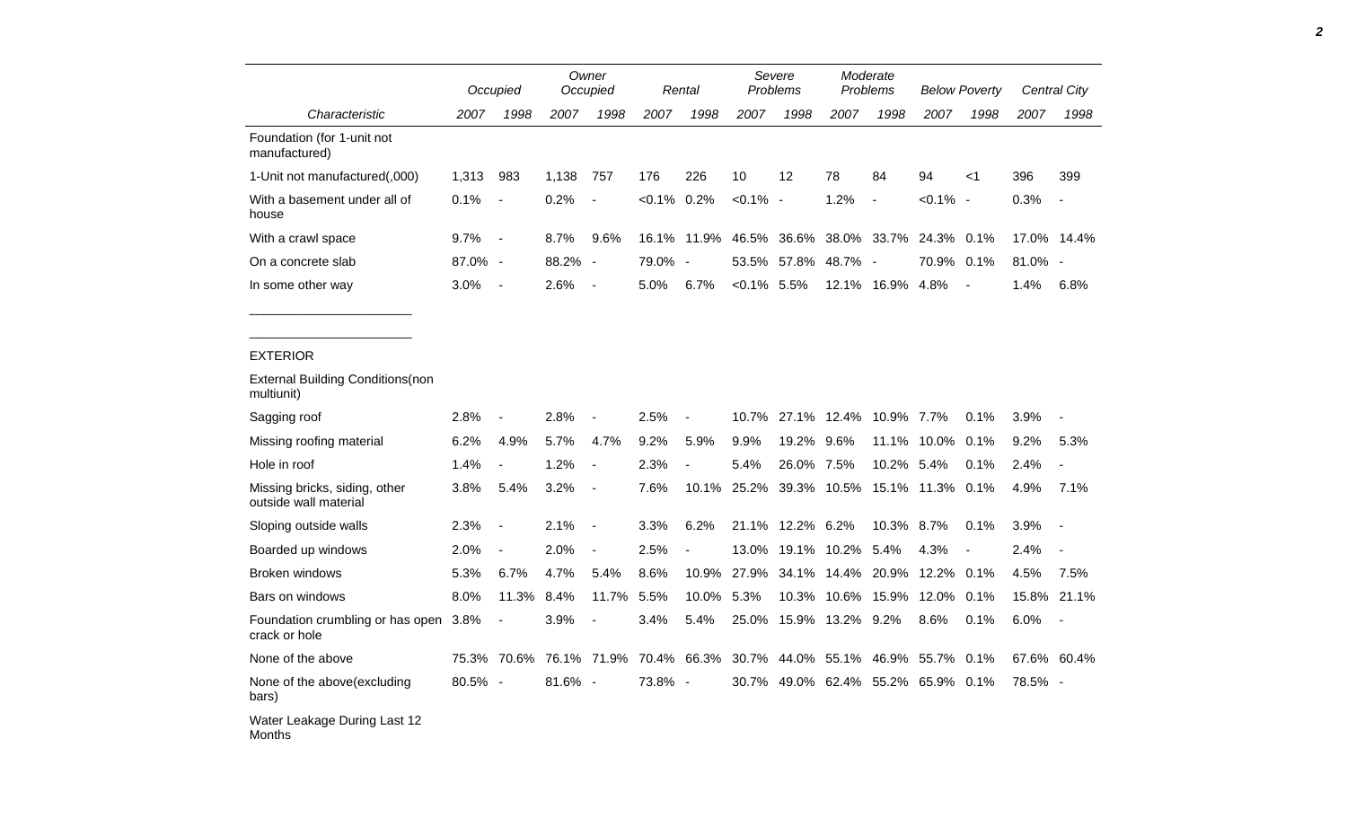| | Occupied | | Owner Occupied | | Rental | | Severe Problems | | Moderate Problems | | Below Poverty | | Central City | |
|---|---|---|---|---|---|---|---|---|---|---|---|---|---|---|
| Characteristic | 2007 | 1998 | 2007 | 1998 | 2007 | 1998 | 2007 | 1998 | 2007 | 1998 | 2007 | 1998 | 2007 | 1998 |
| Foundation (for 1-unit not manufactured) | | | | | | | | | | | | | | |
| 1-Unit not manufactured(,000) | 1,313 | 983 | 1,138 | 757 | 176 | 226 | 10 | 12 | 78 | 84 | 94 | <1 | 396 | 399 |
| With a basement under all of house | 0.1% | - | 0.2% | - | <0.1% | 0.2% | <0.1% | - | 1.2% | - | <0.1% | - | 0.3% | - |
| With a crawl space | 9.7% | - | 8.7% | 9.6% | 16.1% | 11.9% | 46.5% | 36.6% | 38.0% | 33.7% | 24.3% | 0.1% | 17.0% | 14.4% |
| On a concrete slab | 87.0% | - | 88.2% | - | 79.0% | - | 53.5% | 57.8% | 48.7% | - | 70.9% | 0.1% | 81.0% | - |
| In some other way | 3.0% | - | 2.6% | - | 5.0% | 6.7% | <0.1% | 5.5% | 12.1% | 16.9% | 4.8% | - | 1.4% | 6.8% |
| EXTERIOR | | | | | | | | | | | | | | |
| External Building Conditions(non multiunit) | | | | | | | | | | | | | | |
| Sagging roof | 2.8% | - | 2.8% | - | 2.5% | - | 10.7% | 27.1% | 12.4% | 10.9% | 7.7% | 0.1% | 3.9% | - |
| Missing roofing material | 6.2% | 4.9% | 5.7% | 4.7% | 9.2% | 5.9% | 9.9% | 19.2% | 9.6% | 11.1% | 10.0% | 0.1% | 9.2% | 5.3% |
| Hole in roof | 1.4% | - | 1.2% | - | 2.3% | - | 5.4% | 26.0% | 7.5% | 10.2% | 5.4% | 0.1% | 2.4% | - |
| Missing bricks, siding, other outside wall material | 3.8% | 5.4% | 3.2% | - | 7.6% | 10.1% | 25.2% | 39.3% | 10.5% | 15.1% | 11.3% | 0.1% | 4.9% | 7.1% |
| Sloping outside walls | 2.3% | - | 2.1% | - | 3.3% | 6.2% | 21.1% | 12.2% | 6.2% | 10.3% | 8.7% | 0.1% | 3.9% | - |
| Boarded up windows | 2.0% | - | 2.0% | - | 2.5% | - | 13.0% | 19.1% | 10.2% | 5.4% | 4.3% | - | 2.4% | - |
| Broken windows | 5.3% | 6.7% | 4.7% | 5.4% | 8.6% | 10.9% | 27.9% | 34.1% | 14.4% | 20.9% | 12.2% | 0.1% | 4.5% | 7.5% |
| Bars on windows | 8.0% | 11.3% | 8.4% | 11.7% | 5.5% | 10.0% | 5.3% | 10.3% | 10.6% | 15.9% | 12.0% | 0.1% | 15.8% | 21.1% |
| Foundation crumbling or has open crack or hole | 3.8% | - | 3.9% | - | 3.4% | 5.4% | 25.0% | 15.9% | 13.2% | 9.2% | 8.6% | 0.1% | 6.0% | - |
| None of the above | 75.3% | 70.6% | 76.1% | 71.9% | 70.4% | 66.3% | 30.7% | 44.0% | 55.1% | 46.9% | 55.7% | 0.1% | 67.6% | 60.4% |
| None of the above(excluding bars) | 80.5% | - | 81.6% | - | 73.8% | - | 30.7% | 49.0% | 62.4% | 55.2% | 65.9% | 0.1% | 78.5% | - |
| Water Leakage During Last 12 Months | | | | | | | | | | | | | | |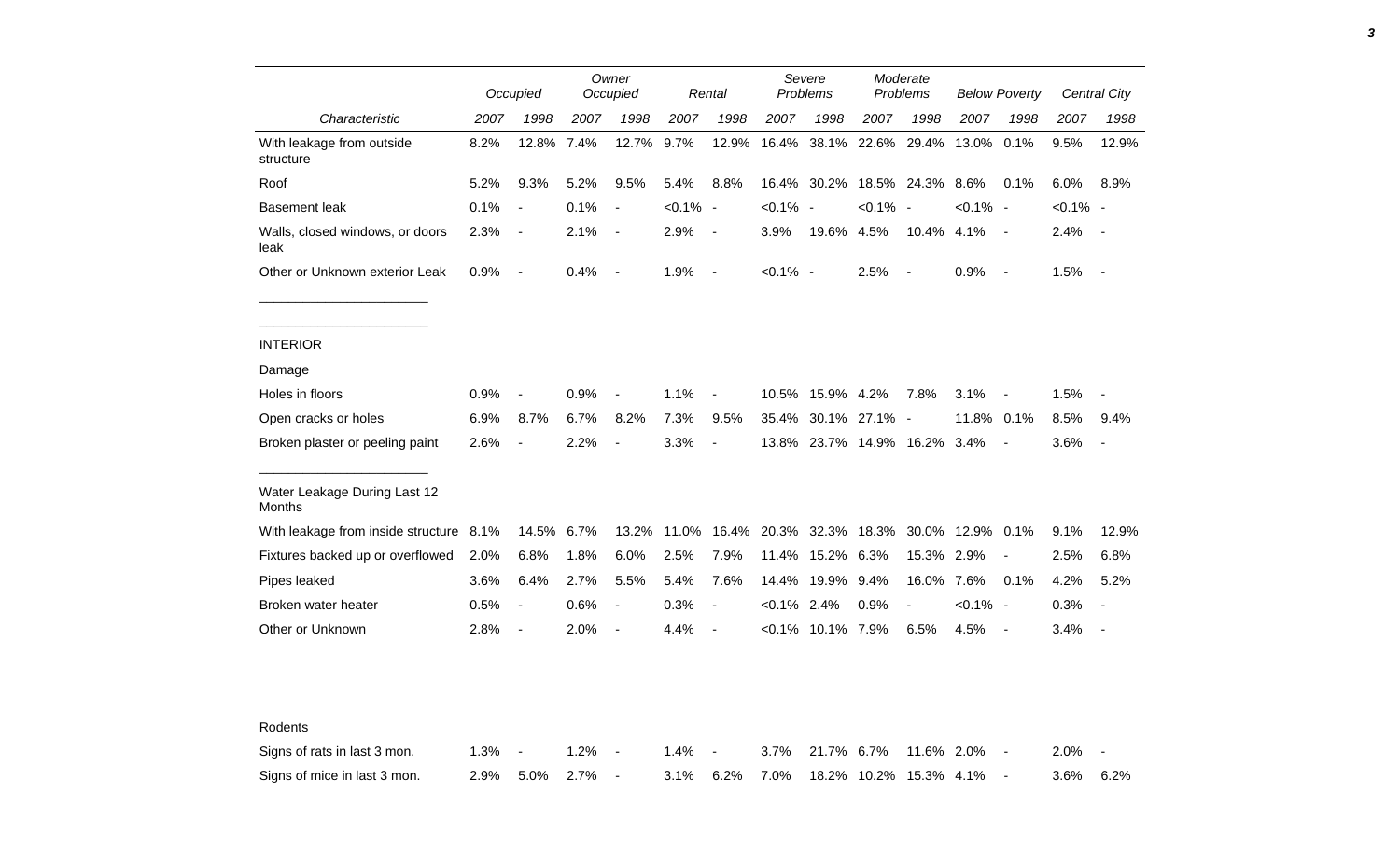| Characteristic | Occupied | | Owner Occupied | | Rental | | Severe Problems | | Moderate Problems | | Below Poverty | | Central City | |
|---|---|---|---|---|---|---|---|---|---|---|---|---|---|---|
| | 2007 | 1998 | 2007 | 1998 | 2007 | 1998 | 2007 | 1998 | 2007 | 1998 | 2007 | 1998 | 2007 | 1998 |
| With leakage from outside structure | 8.2% | 12.8% | 7.4% | 12.7% | 9.7% | 12.9% | 16.4% | 38.1% | 22.6% | 29.4% | 13.0% | 0.1% | 9.5% | 12.9% |
| Roof | 5.2% | 9.3% | 5.2% | 9.5% | 5.4% | 8.8% | 16.4% | 30.2% | 18.5% | 24.3% | 8.6% | 0.1% | 6.0% | 8.9% |
| Basement leak | 0.1% | - | 0.1% | - | <0.1% | - | <0.1% | - | <0.1% | - | <0.1% | - | <0.1% | - |
| Walls, closed windows, or doors leak | 2.3% | - | 2.1% | - | 2.9% | - | 3.9% | 19.6% | 4.5% | 10.4% | 4.1% | - | 2.4% | - |
| Other or Unknown exterior Leak | 0.9% | - | 0.4% | - | 1.9% | - | <0.1% | - | 2.5% | - | 0.9% | - | 1.5% | - |
| INTERIOR | | | | | | | | | | | | | | |
| Damage | | | | | | | | | | | | | | |
| Holes in floors | 0.9% | - | 0.9% | - | 1.1% | - | 10.5% | 15.9% | 4.2% | 7.8% | 3.1% | - | 1.5% | - |
| Open cracks or holes | 6.9% | 8.7% | 6.7% | 8.2% | 7.3% | 9.5% | 35.4% | 30.1% | 27.1% | - | 11.8% | 0.1% | 8.5% | 9.4% |
| Broken plaster or peeling paint | 2.6% | - | 2.2% | - | 3.3% | - | 13.8% | 23.7% | 14.9% | 16.2% | 3.4% | - | 3.6% | - |
| Water Leakage During Last 12 Months | | | | | | | | | | | | | | |
| With leakage from inside structure | 8.1% | 14.5% | 6.7% | 13.2% | 11.0% | 16.4% | 20.3% | 32.3% | 18.3% | 30.0% | 12.9% | 0.1% | 9.1% | 12.9% |
| Fixtures backed up or overflowed | 2.0% | 6.8% | 1.8% | 6.0% | 2.5% | 7.9% | 11.4% | 15.2% | 6.3% | 15.3% | 2.9% | - | 2.5% | 6.8% |
| Pipes leaked | 3.6% | 6.4% | 2.7% | 5.5% | 5.4% | 7.6% | 14.4% | 19.9% | 9.4% | 16.0% | 7.6% | 0.1% | 4.2% | 5.2% |
| Broken water heater | 0.5% | - | 0.6% | - | 0.3% | - | <0.1% | 2.4% | 0.9% | - | <0.1% | - | 0.3% | - |
| Other or Unknown | 2.8% | - | 2.0% | - | 4.4% | - | <0.1% | 10.1% | 7.9% | 6.5% | 4.5% | - | 3.4% | - |
| Rodents | | | | | | | | | | | | | | |
| Signs of rats in last 3 mon. | 1.3% | - | 1.2% | - | 1.4% | - | 3.7% | 21.7% | 6.7% | 11.6% | 2.0% | - | 2.0% | - |
| Signs of mice in last 3 mon. | 2.9% | 5.0% | 2.7% | - | 3.1% | 6.2% | 7.0% | 18.2% | 10.2% | 15.3% | 4.1% | - | 3.6% | 6.2% |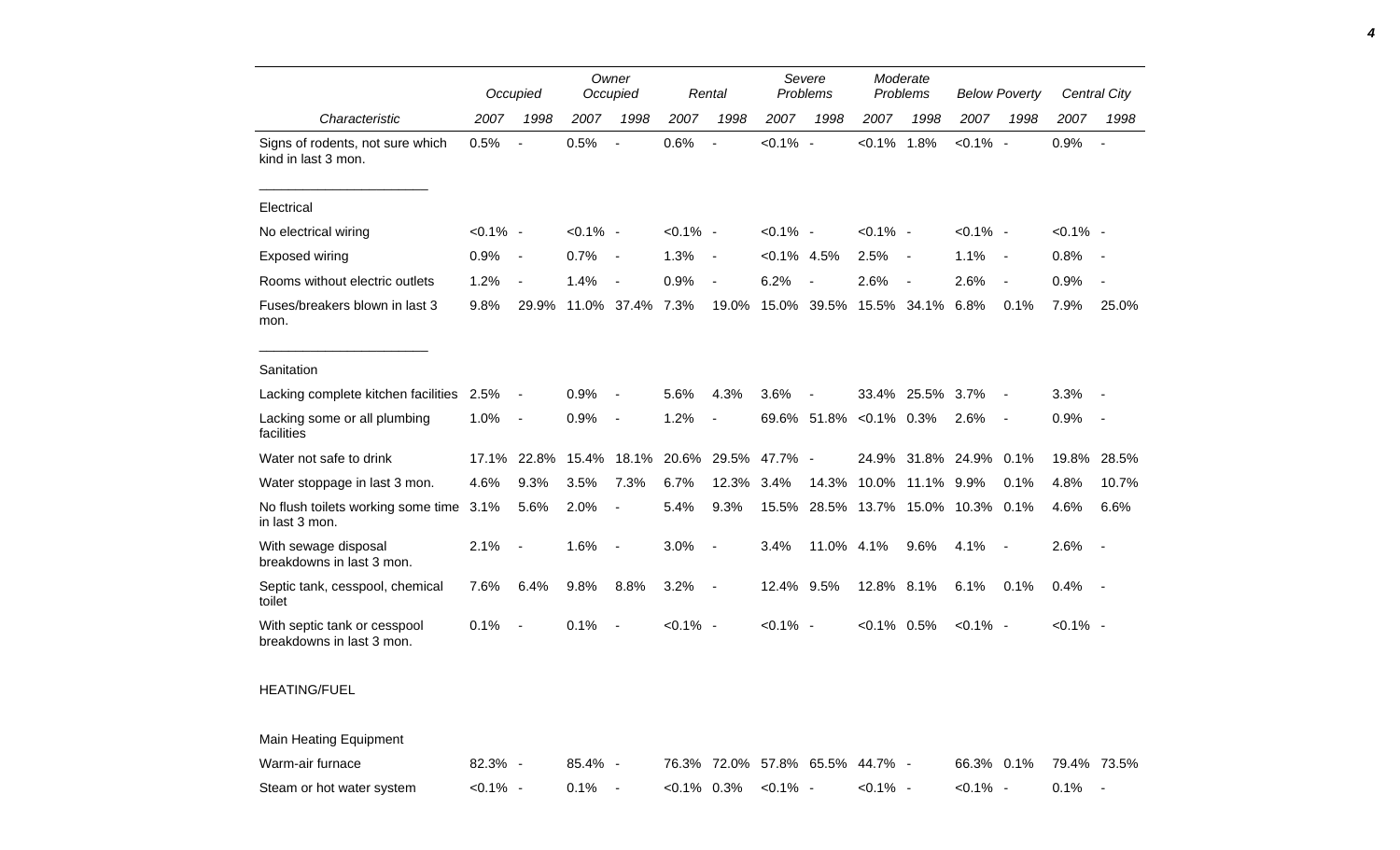| Characteristic | Occupied | | Owner Occupied | | Rental | | Severe Problems | | Moderate Problems | | Below Poverty | | Central City | |
|---|---|---|---|---|---|---|---|---|---|---|---|---|---|---|
| | 2007 | 1998 | 2007 | 1998 | 2007 | 1998 | 2007 | 1998 | 2007 | 1998 | 2007 | 1998 | 2007 | 1998 |
| Signs of rodents, not sure which kind in last 3 mon. | 0.5% | - | 0.5% | - | 0.6% | - | <0.1% | - | <0.1% | 1.8% | <0.1% | - | 0.9% | - |
| Electrical | | | | | | | | | | | | | | |
| No electrical wiring | <0.1% | - | <0.1% | - | <0.1% | - | <0.1% | - | <0.1% | - | <0.1% | - | <0.1% | - |
| Exposed wiring | 0.9% | - | 0.7% | - | 1.3% | - | <0.1% | 4.5% | 2.5% | - | 1.1% | - | 0.8% | - |
| Rooms without electric outlets | 1.2% | - | 1.4% | - | 0.9% | - | 6.2% | - | 2.6% | - | 2.6% | - | 0.9% | - |
| Fuses/breakers blown in last 3 mon. | 9.8% | 29.9% | 11.0% | 37.4% | 7.3% | 19.0% | 15.0% | 39.5% | 15.5% | 34.1% | 6.8% | 0.1% | 7.9% | 25.0% |
| Sanitation | | | | | | | | | | | | | | |
| Lacking complete kitchen facilities | 2.5% | - | 0.9% | - | 5.6% | 4.3% | 3.6% | - | 33.4% | 25.5% | 3.7% | - | 3.3% | - |
| Lacking some or all plumbing facilities | 1.0% | - | 0.9% | - | 1.2% | - | 69.6% | 51.8% | <0.1% | 0.3% | 2.6% | - | 0.9% | - |
| Water not safe to drink | 17.1% | 22.8% | 15.4% | 18.1% | 20.6% | 29.5% | 47.7% | - | 24.9% | 31.8% | 24.9% | 0.1% | 19.8% | 28.5% |
| Water stoppage in last 3 mon. | 4.6% | 9.3% | 3.5% | 7.3% | 6.7% | 12.3% | 3.4% | 14.3% | 10.0% | 11.1% | 9.9% | 0.1% | 4.8% | 10.7% |
| No flush toilets working some time in last 3 mon. | 3.1% | 5.6% | 2.0% | - | 5.4% | 9.3% | 15.5% | 28.5% | 13.7% | 15.0% | 10.3% | 0.1% | 4.6% | 6.6% |
| With sewage disposal breakdowns in last 3 mon. | 2.1% | - | 1.6% | - | 3.0% | - | 3.4% | 11.0% | 4.1% | 9.6% | 4.1% | - | 2.6% | - |
| Septic tank, cesspool, chemical toilet | 7.6% | 6.4% | 9.8% | 8.8% | 3.2% | - | 12.4% | 9.5% | 12.8% | 8.1% | 6.1% | 0.1% | 0.4% | - |
| With septic tank or cesspool breakdowns in last 3 mon. | 0.1% | - | 0.1% | - | <0.1% | - | <0.1% | - | <0.1% | 0.5% | <0.1% | - | <0.1% | - |
| HEATING/FUEL | | | | | | | | | | | | | | |
| Main Heating Equipment | | | | | | | | | | | | | | |
| Warm-air furnace | 82.3% | - | 85.4% | - | 76.3% | 72.0% | 57.8% | 65.5% | 44.7% | - | 66.3% | 0.1% | 79.4% | 73.5% |
| Steam or hot water system | <0.1% | - | 0.1% | - | <0.1% | 0.3% | <0.1% | - | <0.1% | - | <0.1% | - | 0.1% | - |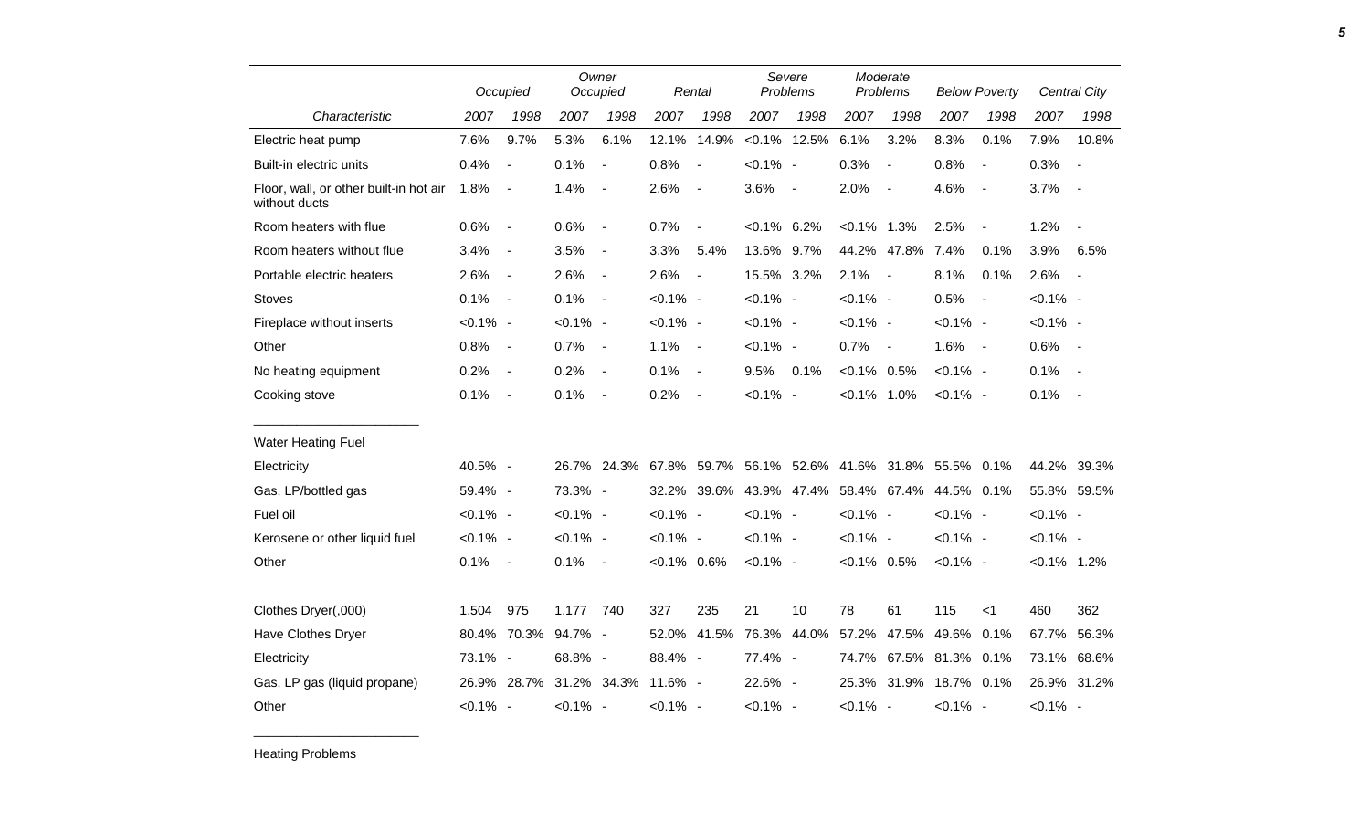| Characteristic | Occupied 2007 | Occupied 1998 | Owner Occupied 2007 | Owner Occupied 1998 | Rental 2007 | Rental 1998 | Severe Problems 2007 | Severe Problems 1998 | Moderate Problems 2007 | Moderate Problems 1998 | Below Poverty 2007 | Below Poverty 1998 | Central City 2007 | Central City 1998 |
|---|---|---|---|---|---|---|---|---|---|---|---|---|---|---|
| Electric heat pump | 7.6% | 9.7% | 5.3% | 6.1% | 12.1% | 14.9% | <0.1% | 12.5% | 6.1% | 3.2% | 8.3% | 0.1% | 7.9% | 10.8% |
| Built-in electric units | 0.4% | - | 0.1% | - | 0.8% | - | <0.1% | - | 0.3% | - | 0.8% | - | 0.3% | - |
| Floor, wall, or other built-in hot air without ducts | 1.8% | - | 1.4% | - | 2.6% | - | 3.6% | - | 2.0% | - | 4.6% | - | 3.7% | - |
| Room heaters with flue | 0.6% | - | 0.6% | - | 0.7% | - | <0.1% | 6.2% | <0.1% | 1.3% | 2.5% | - | 1.2% | - |
| Room heaters without flue | 3.4% | - | 3.5% | - | 3.3% | 5.4% | 13.6% | 9.7% | 44.2% | 47.8% | 7.4% | 0.1% | 3.9% | 6.5% |
| Portable electric heaters | 2.6% | - | 2.6% | - | 2.6% | - | 15.5% | 3.2% | 2.1% | - | 8.1% | 0.1% | 2.6% | - |
| Stoves | 0.1% | - | 0.1% | - | <0.1% | - | <0.1% | - | <0.1% | - | 0.5% | - | <0.1% | - |
| Fireplace without inserts | <0.1% | - | <0.1% | - | <0.1% | - | <0.1% | - | <0.1% | - | <0.1% | - | <0.1% | - |
| Other | 0.8% | - | 0.7% | - | 1.1% | - | <0.1% | - | 0.7% | - | 1.6% | - | 0.6% | - |
| No heating equipment | 0.2% | - | 0.2% | - | 0.1% | - | 9.5% | 0.1% | <0.1% | 0.5% | <0.1% | - | 0.1% | - |
| Cooking stove | 0.1% | - | 0.1% | - | 0.2% | - | <0.1% | - | <0.1% | 1.0% | <0.1% | - | 0.1% | - |
| Water Heating Fuel | | | | | | | | | | | | | | |
| Electricity | 40.5% | - | 26.7% | 24.3% | 67.8% | 59.7% | 56.1% | 52.6% | 41.6% | 31.8% | 55.5% | 0.1% | 44.2% | 39.3% |
| Gas, LP/bottled gas | 59.4% | - | 73.3% | - | 32.2% | 39.6% | 43.9% | 47.4% | 58.4% | 67.4% | 44.5% | 0.1% | 55.8% | 59.5% |
| Fuel oil | <0.1% | - | <0.1% | - | <0.1% | - | <0.1% | - | <0.1% | - | <0.1% | - | <0.1% | - |
| Kerosene or other liquid fuel | <0.1% | - | <0.1% | - | <0.1% | - | <0.1% | - | <0.1% | - | <0.1% | - | <0.1% | - |
| Other | 0.1% | - | 0.1% | - | <0.1% | 0.6% | <0.1% | - | <0.1% | 0.5% | <0.1% | - | <0.1% | 1.2% |
| Clothes Dryer(,000) | 1,504 | 975 | 1,177 | 740 | 327 | 235 | 21 | 10 | 78 | 61 | 115 | <1 | 460 | 362 |
| Have Clothes Dryer | 80.4% | 70.3% | 94.7% | - | 52.0% | 41.5% | 76.3% | 44.0% | 57.2% | 47.5% | 49.6% | 0.1% | 67.7% | 56.3% |
| Electricity | 73.1% | - | 68.8% | - | 88.4% | - | 77.4% | - | 74.7% | 67.5% | 81.3% | 0.1% | 73.1% | 68.6% |
| Gas, LP gas (liquid propane) | 26.9% | 28.7% | 31.2% | 34.3% | 11.6% | - | 22.6% | - | 25.3% | 31.9% | 18.7% | 0.1% | 26.9% | 31.2% |
| Other | <0.1% | - | <0.1% | - | <0.1% | - | <0.1% | - | <0.1% | - | <0.1% | - | <0.1% | - |

Heating Problems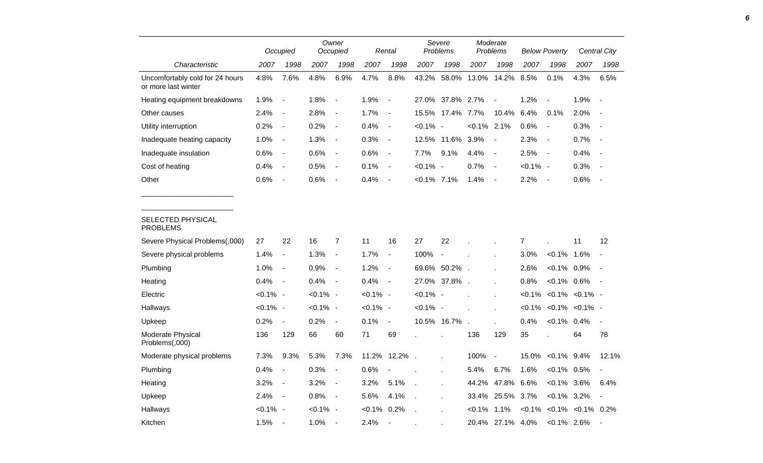| Characteristic | Occupied | | Owner Occupied | | Rental | | Severe Problems | | Moderate Problems | | Below Poverty | | Central City | |
|---|---|---|---|---|---|---|---|---|---|---|---|---|---|---|
| | 2007 | 1998 | 2007 | 1998 | 2007 | 1998 | 2007 | 1998 | 2007 | 1998 | 2007 | 1998 | 2007 | 1998 |
| Uncomfortably cold for 24 hours or more last winter | 4.8% | 7.6% | 4.8% | 6.9% | 4.7% | 8.8% | 43.2% | 58.0% | 13.0% | 14.2% | 8.5% | 0.1% | 4.3% | 6.5% |
| Heating equipment breakdowns | 1.9% | - | 1.8% | - | 1.9% | - | 27.0% | 37.8% | 2.7% | - | 1.2% | - | 1.9% | - |
| Other causes | 2.4% | - | 2.8% | - | 1.7% | - | 15.5% | 17.4% | 7.7% | 10.4% | 6.4% | 0.1% | 2.0% | - |
| Utility interruption | 0.2% | - | 0.2% | - | 0.4% | - | <0.1% | - | <0.1% | 2.1% | 0.6% | - | 0.3% | - |
| Inadequate heating capacity | 1.0% | - | 1.3% | - | 0.3% | - | 12.5% | 11.6% | 3.9% | - | 2.3% | - | 0.7% | - |
| Inadequate insulation | 0.6% | - | 0.6% | - | 0.6% | - | 7.7% | 9.1% | 4.4% | - | 2.5% | - | 0.4% | - |
| Cost of heating | 0.4% | - | 0.5% | - | 0.1% | - | <0.1% | - | 0.7% | - | <0.1% | - | 0.3% | - |
| Other | 0.6% | - | 0.6% | - | 0.4% | - | <0.1% | 7.1% | 1.4% | - | 2.2% | - | 0.6% | - |
| SELECTED PHYSICAL PROBLEMS | | | | | | | | | | | | | | |
| Severe Physical Problems(,000) | 27 | 22 | 16 | 7 | 11 | 16 | 27 | 22 | . | . | 7 | . | 11 | 12 |
| Severe physical problems | 1.4% | - | 1.3% | - | 1.7% | - | 100% | - | . | . | 3.0% | <0.1% | 1.6% | - |
| Plumbing | 1.0% | - | 0.9% | - | 1.2% | - | 69.6% | 50.2% | . | . | 2.6% | <0.1% | 0.9% | - |
| Heating | 0.4% | - | 0.4% | - | 0.4% | - | 27.0% | 37.8% | . | . | 0.8% | <0.1% | 0.6% | - |
| Electric | <0.1% | - | <0.1% | - | <0.1% | - | <0.1% | - | . | . | <0.1% | <0.1% | <0.1% | - |
| Hallways | <0.1% | - | <0.1% | - | <0.1% | - | <0.1% | - | . | . | <0.1% | <0.1% | <0.1% | - |
| Upkeep | 0.2% | - | 0.2% | - | 0.1% | - | 10.5% | 16.7% | . | . | 0.4% | <0.1% | 0.4% | - |
| Moderate Physical Problems(,000) | 136 | 129 | 66 | 60 | 71 | 69 | . | . | 136 | 129 | 35 | . | 64 | 78 |
| Moderate physical problems | 7.3% | 9.3% | 5.3% | 7.3% | 11.2% | 12.2% | . | . | 100% | - | 15.0% | <0.1% | 9.4% | 12.1% |
| Plumbing | 0.4% | - | 0.3% | - | 0.6% | - | . | . | 5.4% | 6.7% | 1.6% | <0.1% | 0.5% | - |
| Heating | 3.2% | - | 3.2% | - | 3.2% | 5.1% | . | . | 44.2% | 47.8% | 6.6% | <0.1% | 3.6% | 6.4% |
| Upkeep | 2.4% | - | 0.8% | - | 5.6% | 4.1% | . | . | 33.4% | 25.5% | 3.7% | <0.1% | 3.2% | - |
| Hallways | <0.1% | - | <0.1% | - | <0.1% | 0.2% | . | . | <0.1% | 1.1% | <0.1% | <0.1% | <0.1% | 0.2% |
| Kitchen | 1.5% | - | 1.0% | - | 2.4% | - | . | . | 20.4% | 27.1% | 4.0% | <0.1% | 2.6% | - |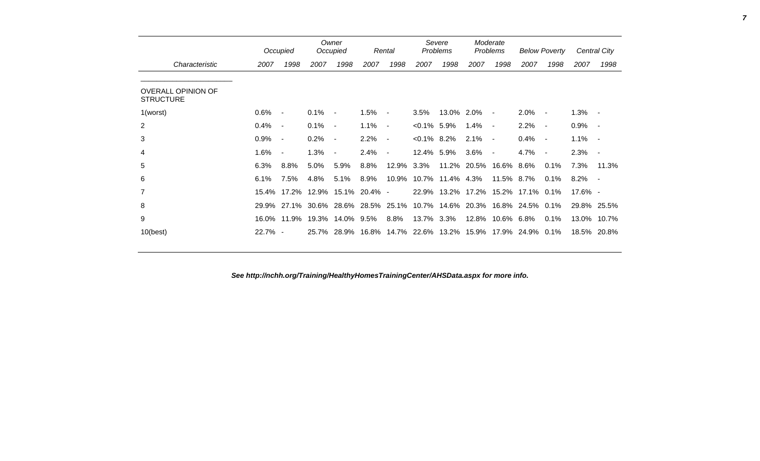| Characteristic | Occupied | | Owner Occupied | | Rental | | Severe Problems | | Moderate Problems | | Below Poverty | | Central City | |
|---|---|---|---|---|---|---|---|---|---|---|---|---|---|---|
| | 2007 | 1998 | 2007 | 1998 | 2007 | 1998 | 2007 | 1998 | 2007 | 1998 | 2007 | 1998 | 2007 | 1998 |
| OVERALL OPINION OF STRUCTURE | | | | | | | | | | | | | | |
| 1(worst) | 0.6% | - | 0.1% | - | 1.5% | - | 3.5% | 13.0% | 2.0% | - | 2.0% | - | 1.3% | - |
| 2 | 0.4% | - | 0.1% | - | 1.1% | - | <0.1% | 5.9% | 1.4% | - | 2.2% | - | 0.9% | - |
| 3 | 0.9% | - | 0.2% | - | 2.2% | - | <0.1% | 8.2% | 2.1% | - | 0.4% | - | 1.1% | - |
| 4 | 1.6% | - | 1.3% | - | 2.4% | - | 12.4% | 5.9% | 3.6% | - | 4.7% | - | 2.3% | - |
| 5 | 6.3% | 8.8% | 5.0% | 5.9% | 8.8% | 12.9% | 3.3% | 11.2% | 20.5% | 16.6% | 8.6% | 0.1% | 7.3% | 11.3% |
| 6 | 6.1% | 7.5% | 4.8% | 5.1% | 8.9% | 10.9% | 10.7% | 11.4% | 4.3% | 11.5% | 8.7% | 0.1% | 8.2% | - |
| 7 | 15.4% | 17.2% | 12.9% | 15.1% | 20.4% | - | 22.9% | 13.2% | 17.2% | 15.2% | 17.1% | 0.1% | 17.6% | - |
| 8 | 29.9% | 27.1% | 30.6% | 28.6% | 28.5% | 25.1% | 10.7% | 14.6% | 20.3% | 16.8% | 24.5% | 0.1% | 29.8% | 25.5% |
| 9 | 16.0% | 11.9% | 19.3% | 14.0% | 9.5% | 8.8% | 13.7% | 3.3% | 12.8% | 10.6% | 6.8% | 0.1% | 13.0% | 10.7% |
| 10(best) | 22.7% | - | 25.7% | 28.9% | 16.8% | 14.7% | 22.6% | 13.2% | 15.9% | 17.9% | 24.9% | 0.1% | 18.5% | 20.8% |

***See http://nchh.org/Training/HealthyHomesTrainingCenter/AHSData.aspx for more info.***